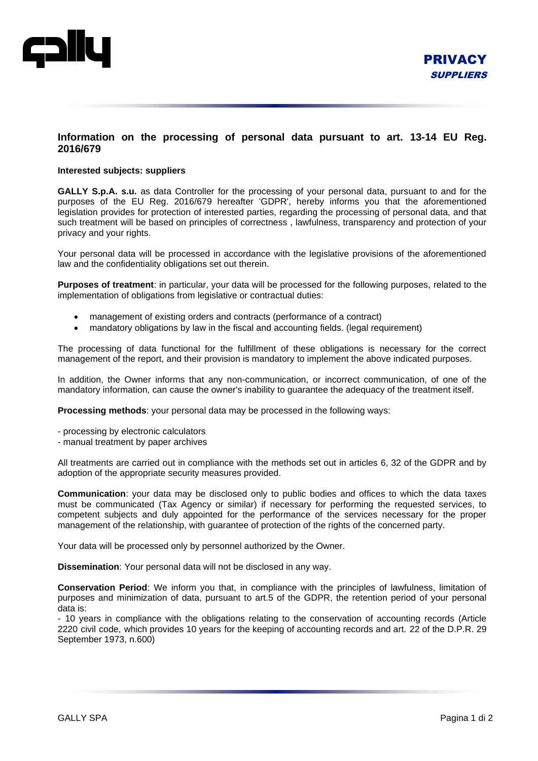**PRIVACY**
***SUPPLIERS***

## Information on the processing of personal data pursuant to art. 13-14 EU Reg. 2016/679

**Interested subjects: suppliers**

**GALLY S.p.A. s.u.** as data Controller for the processing of your personal data, pursuant to and for the purposes of the EU Reg. 2016/679 hereafter 'GDPR', hereby informs you that the aforementioned legislation provides for protection of interested parties, regarding the processing of personal data, and that such treatment will be based on principles of correctness , lawfulness, transparency and protection of your privacy and your rights.

Your personal data will be processed in accordance with the legislative provisions of the aforementioned law and the confidentiality obligations set out therein.

**Purposes of treatment**: in particular, your data will be processed for the following purposes, related to the implementation of obligations from legislative or contractual duties:

- management of existing orders and contracts (performance of a contract)
- mandatory obligations by law in the fiscal and accounting fields. (legal requirement)

The processing of data functional for the fulfillment of these obligations is necessary for the correct management of the report, and their provision is mandatory to implement the above indicated purposes.

In addition, the Owner informs that any non-communication, or incorrect communication, of one of the mandatory information, can cause the owner's inability to guarantee the adequacy of the treatment itself.

**Processing methods**: your personal data may be processed in the following ways:

- processing by electronic calculators
- manual treatment by paper archives

All treatments are carried out in compliance with the methods set out in articles 6, 32 of the GDPR and by adoption of the appropriate security measures provided.

**Communication**: your data may be disclosed only to public bodies and offices to which the data taxes must be communicated (Tax Agency or similar) if necessary for performing the requested services, to competent subjects and duly appointed for the performance of the services necessary for the proper management of the relationship, with guarantee of protection of the rights of the concerned party.

Your data will be processed only by personnel authorized by the Owner.

**Dissemination**: Your personal data will not be disclosed in any way.

**Conservation Period**: We inform you that, in compliance with the principles of lawfulness, limitation of purposes and minimization of data, pursuant to art.5 of the GDPR, the retention period of your personal data is:

- 10 years in compliance with the obligations relating to the conservation of accounting records (Article 2220 civil code, which provides 10 years for the keeping of accounting records and art. 22 of the D.P.R. 29 September 1973, n.600)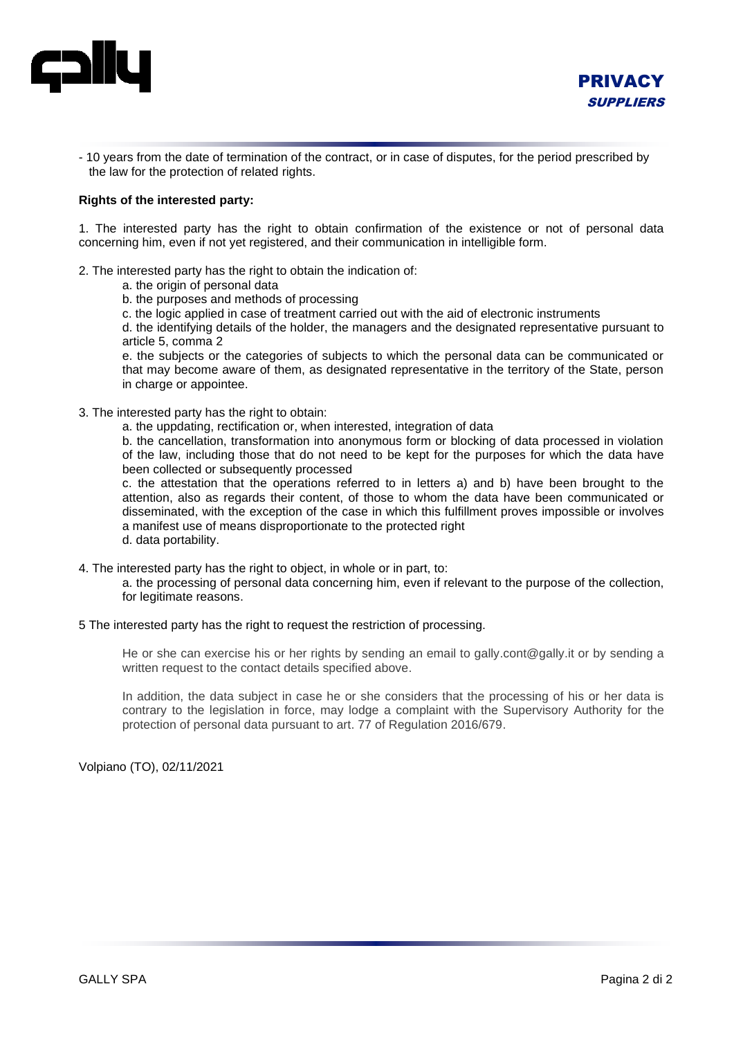- 10 years from the date of termination of the contract, or in case of disputes, for the period prescribed by the law for the protection of related rights.

**Rights of the interested party:**

1. The interested party has the right to obtain confirmation of the existence or not of personal data concerning him, even if not yet registered, and their communication in intelligible form.

2. The interested party has the right to obtain the indication of:
   a. the origin of personal data
   b. the purposes and methods of processing
   c. the logic applied in case of treatment carried out with the aid of electronic instruments
   d. the identifying details of the holder, the managers and the designated representative pursuant to article 5, comma 2
   e. the subjects or the categories of subjects to which the personal data can be communicated or that may become aware of them, as designated representative in the territory of the State, person in charge or appointee.

3. The interested party has the right to obtain:
   a. the uppdating, rectification or, when interested, integration of data
   b. the cancellation, transformation into anonymous form or blocking of data processed in violation of the law, including those that do not need to be kept for the purposes for which the data have been collected or subsequently processed
   c. the attestation that the operations referred to in letters a) and b) have been brought to the attention, also as regards their content, of those to whom the data have been communicated or disseminated, with the exception of the case in which this fulfillment proves impossible or involves a manifest use of means disproportionate to the protected right
   d. data portability.

4. The interested party has the right to object, in whole or in part, to:
   a. the processing of personal data concerning him, even if relevant to the purpose of the collection, for legitimate reasons.

5 The interested party has the right to request the restriction of processing.

He or she can exercise his or her rights by sending an email to gally.cont@gally.it or by sending a written request to the contact details specified above.

In addition, the data subject in case he or she considers that the processing of his or her data is contrary to the legislation in force, may lodge a complaint with the Supervisory Authority for the protection of personal data pursuant to art. 77 of Regulation 2016/679.

Volpiano (TO), 02/11/2021